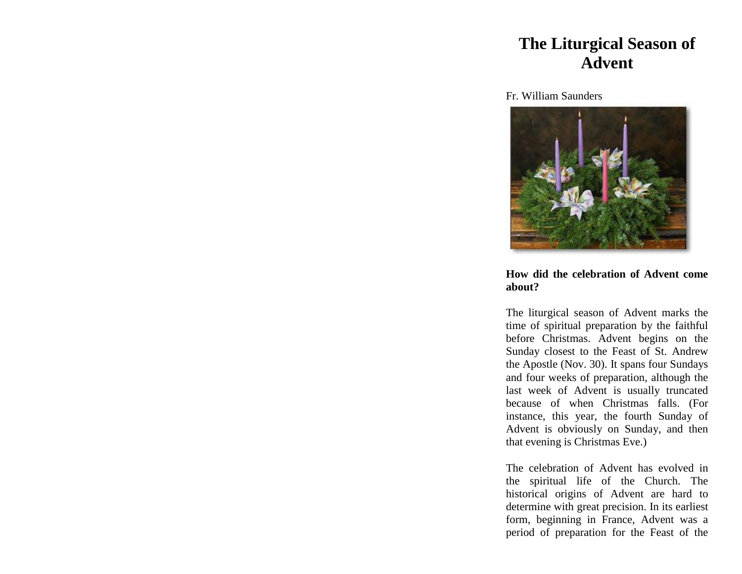# The Liturgical Season of Advent

Fr. William Saunders

**How did the celebration of Advent come about?**

The liturgical season of Advent marks the time of spiritual preparation by the faithful before Christmas. Advent begins on the Sunday closest to the Feast of St. Andrew the Apostle (Nov. 30). It spans four Sundays and four weeks of preparation, although the last week of Advent is usually truncated because of when Christmas falls. (For instance, this year, the fourth Sunday of Advent is obviously on Sunday, and then that evening is Christmas Eve.)

The celebration of Advent has evolved in the spiritual life of the Church. The historical origins of Advent are hard to determine with great precision. In its earliest form, beginning in France, Advent was a period of preparation for the Feast of the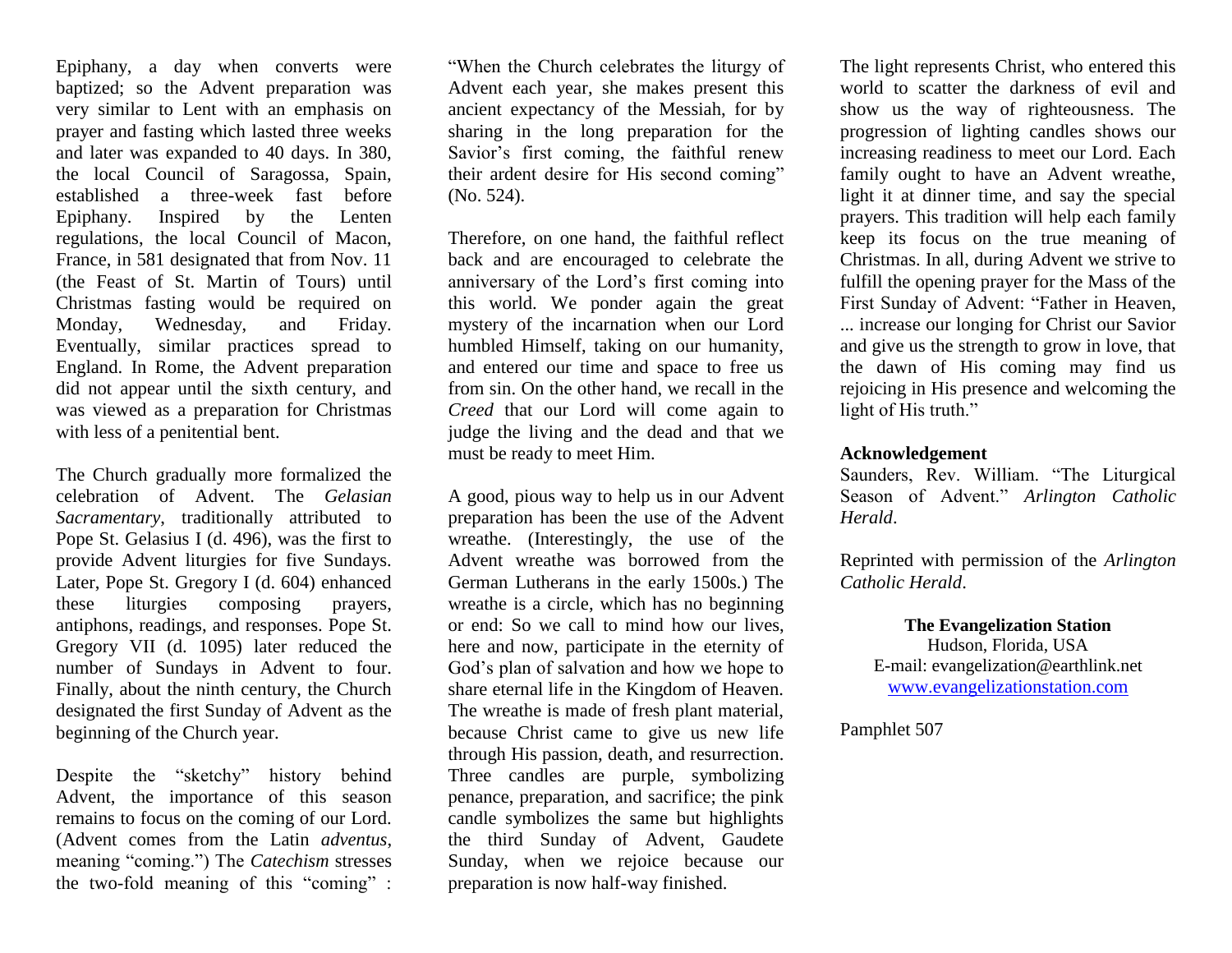Epiphany, a day when converts were baptized; so the Advent preparation was very similar to Lent with an emphasis on prayer and fasting which lasted three weeks and later was expanded to 40 days. In 380, the local Council of Saragossa, Spain, established a three-week fast before Epiphany. Inspired by the Lenten regulations, the local Council of Macon, France, in 581 designated that from Nov. 11 (the Feast of St. Martin of Tours) until Christmas fasting would be required on Monday, Wednesday, and Friday. Eventually, similar practices spread to England. In Rome, the Advent preparation did not appear until the sixth century, and was viewed as a preparation for Christmas with less of a penitential bent.

The Church gradually more formalized the celebration of Advent. The *Gelasian Sacramentary*, traditionally attributed to Pope St. Gelasius I (d. 496), was the first to provide Advent liturgies for five Sundays. Later, Pope St. Gregory I (d. 604) enhanced these liturgies composing prayers, antiphons, readings, and responses. Pope St. Gregory VII (d. 1095) later reduced the number of Sundays in Advent to four. Finally, about the ninth century, the Church designated the first Sunday of Advent as the beginning of the Church year.

Despite the "sketchy" history behind Advent, the importance of this season remains to focus on the coming of our Lord. (Advent comes from the Latin *adventus*, meaning "coming.") The *Catechism* stresses the two-fold meaning of this "coming" : "When the Church celebrates the liturgy of Advent each year, she makes present this ancient expectancy of the Messiah, for by sharing in the long preparation for the Savior's first coming, the faithful renew their ardent desire for His second coming" (No. 524).

Therefore, on one hand, the faithful reflect back and are encouraged to celebrate the anniversary of the Lord's first coming into this world. We ponder again the great mystery of the incarnation when our Lord humbled Himself, taking on our humanity, and entered our time and space to free us from sin. On the other hand, we recall in the *Creed* that our Lord will come again to judge the living and the dead and that we must be ready to meet Him.

A good, pious way to help us in our Advent preparation has been the use of the Advent wreathe. (Interestingly, the use of the Advent wreathe was borrowed from the German Lutherans in the early 1500s.) The wreathe is a circle, which has no beginning or end: So we call to mind how our lives, here and now, participate in the eternity of God's plan of salvation and how we hope to share eternal life in the Kingdom of Heaven. The wreathe is made of fresh plant material, because Christ came to give us new life through His passion, death, and resurrection. Three candles are purple, symbolizing penance, preparation, and sacrifice; the pink candle symbolizes the same but highlights the third Sunday of Advent, Gaudete Sunday, when we rejoice because our preparation is now half-way finished.

The light represents Christ, who entered this world to scatter the darkness of evil and show us the way of righteousness. The progression of lighting candles shows our increasing readiness to meet our Lord. Each family ought to have an Advent wreathe, light it at dinner time, and say the special prayers. This tradition will help each family keep its focus on the true meaning of Christmas. In all, during Advent we strive to fulfill the opening prayer for the Mass of the First Sunday of Advent: "Father in Heaven, ... increase our longing for Christ our Savior and give us the strength to grow in love, that the dawn of His coming may find us rejoicing in His presence and welcoming the light of His truth."

**Acknowledgement**

Saunders, Rev. William. "The Liturgical Season of Advent." *Arlington Catholic Herald*.

Reprinted with permission of the *Arlington Catholic Herald*.

**The Evangelization Station**
Hudson, Florida, USA
E-mail: evangelization@earthlink.net
www.evangelizationstation.com

Pamphlet 507